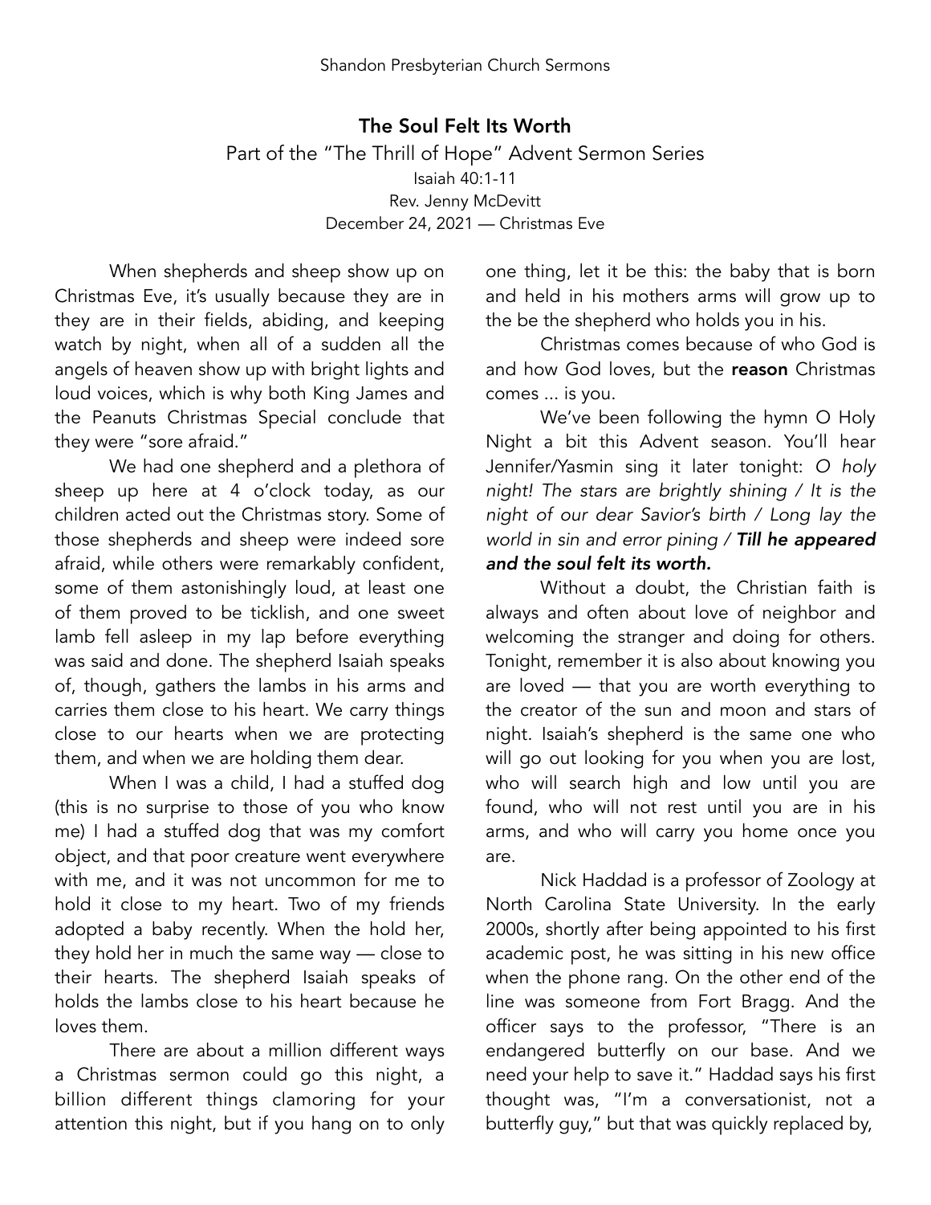# The Soul Felt Its Worth

Part of the "The Thrill of Hope" Advent Sermon Series

Isaiah 40:1-11

Rev. Jenny McDevitt

December 24, 2021 — Christmas Eve

When shepherds and sheep show up on Christmas Eve, it's usually because they are in they are in their fields, abiding, and keeping watch by night, when all of a sudden all the angels of heaven show up with bright lights and loud voices, which is why both King James and the Peanuts Christmas Special conclude that they were "sore afraid."

We had one shepherd and a plethora of sheep up here at 4 o'clock today, as our children acted out the Christmas story. Some of those shepherds and sheep were indeed sore afraid, while others were remarkably confident, some of them astonishingly loud, at least one of them proved to be ticklish, and one sweet lamb fell asleep in my lap before everything was said and done. The shepherd Isaiah speaks of, though, gathers the lambs in his arms and carries them close to his heart. We carry things close to our hearts when we are protecting them, and when we are holding them dear.

When I was a child, I had a stuffed dog (this is no surprise to those of you who know me) I had a stuffed dog that was my comfort object, and that poor creature went everywhere with me, and it was not uncommon for me to hold it close to my heart. Two of my friends adopted a baby recently. When the hold her, they hold her in much the same way — close to their hearts. The shepherd Isaiah speaks of holds the lambs close to his heart because he loves them.

There are about a million different ways a Christmas sermon could go this night, a billion different things clamoring for your attention this night, but if you hang on to only one thing, let it be this: the baby that is born and held in his mothers arms will grow up to the be the shepherd who holds you in his.

Christmas comes because of who God is and how God loves, but the **reason** Christmas comes ... is you.

We've been following the hymn O Holy Night a bit this Advent season. You'll hear Jennifer/Yasmin sing it later tonight: *O holy night! The stars are brightly shining / It is the night of our dear Savior's birth / Long lay the world in sin and error pining / **Till he appeared and the soul felt its worth.***

Without a doubt, the Christian faith is always and often about love of neighbor and welcoming the stranger and doing for others. Tonight, remember it is also about knowing you are loved — that you are worth everything to the creator of the sun and moon and stars of night. Isaiah's shepherd is the same one who will go out looking for you when you are lost, who will search high and low until you are found, who will not rest until you are in his arms, and who will carry you home once you are.

Nick Haddad is a professor of Zoology at North Carolina State University. In the early 2000s, shortly after being appointed to his first academic post, he was sitting in his new office when the phone rang. On the other end of the line was someone from Fort Bragg. And the officer says to the professor, "There is an endangered butterfly on our base. And we need your help to save it." Haddad says his first thought was, "I'm a conversationist, not a butterfly guy," but that was quickly replaced by,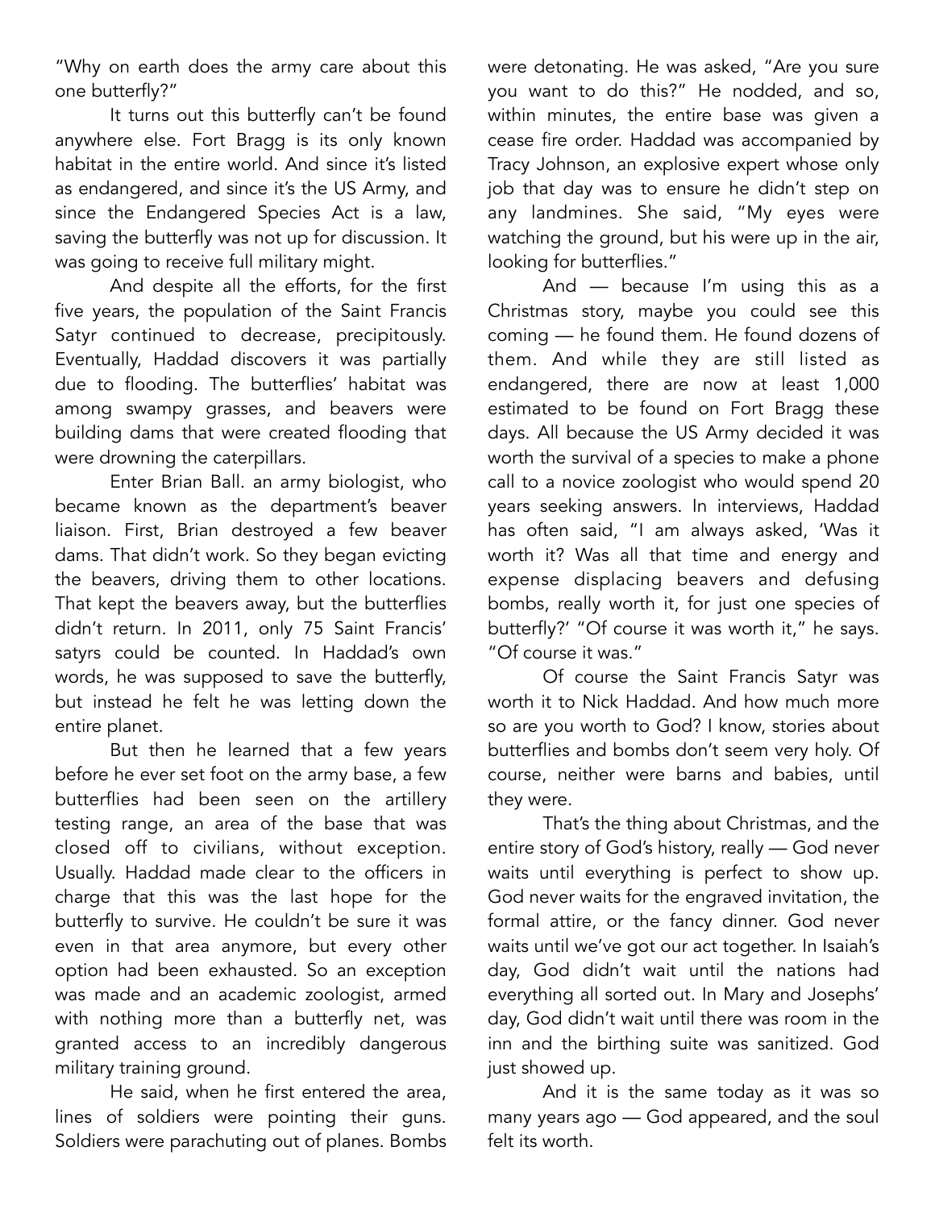"Why on earth does the army care about this one butterfly?"

It turns out this butterfly can't be found anywhere else. Fort Bragg is its only known habitat in the entire world. And since it's listed as endangered, and since it's the US Army, and since the Endangered Species Act is a law, saving the butterfly was not up for discussion. It was going to receive full military might.

And despite all the efforts, for the first five years, the population of the Saint Francis Satyr continued to decrease, precipitously. Eventually, Haddad discovers it was partially due to flooding. The butterflies' habitat was among swampy grasses, and beavers were building dams that were created flooding that were drowning the caterpillars.

Enter Brian Ball. an army biologist, who became known as the department's beaver liaison. First, Brian destroyed a few beaver dams. That didn't work. So they began evicting the beavers, driving them to other locations. That kept the beavers away, but the butterflies didn't return. In 2011, only 75 Saint Francis' satyrs could be counted. In Haddad's own words, he was supposed to save the butterfly, but instead he felt he was letting down the entire planet.

But then he learned that a few years before he ever set foot on the army base, a few butterflies had been seen on the artillery testing range, an area of the base that was closed off to civilians, without exception. Usually. Haddad made clear to the officers in charge that this was the last hope for the butterfly to survive. He couldn't be sure it was even in that area anymore, but every other option had been exhausted. So an exception was made and an academic zoologist, armed with nothing more than a butterfly net, was granted access to an incredibly dangerous military training ground.

He said, when he first entered the area, lines of soldiers were pointing their guns. Soldiers were parachuting out of planes. Bombs were detonating. He was asked, "Are you sure you want to do this?" He nodded, and so, within minutes, the entire base was given a cease fire order. Haddad was accompanied by Tracy Johnson, an explosive expert whose only job that day was to ensure he didn't step on any landmines. She said, "My eyes were watching the ground, but his were up in the air, looking for butterflies."

And — because I'm using this as a Christmas story, maybe you could see this coming — he found them. He found dozens of them. And while they are still listed as endangered, there are now at least 1,000 estimated to be found on Fort Bragg these days. All because the US Army decided it was worth the survival of a species to make a phone call to a novice zoologist who would spend 20 years seeking answers. In interviews, Haddad has often said, "I am always asked, 'Was it worth it? Was all that time and energy and expense displacing beavers and defusing bombs, really worth it, for just one species of butterfly?' "Of course it was worth it," he says. "Of course it was."

Of course the Saint Francis Satyr was worth it to Nick Haddad. And how much more so are you worth to God? I know, stories about butterflies and bombs don't seem very holy. Of course, neither were barns and babies, until they were.

That's the thing about Christmas, and the entire story of God's history, really — God never waits until everything is perfect to show up. God never waits for the engraved invitation, the formal attire, or the fancy dinner. God never waits until we've got our act together. In Isaiah's day, God didn't wait until the nations had everything all sorted out. In Mary and Josephs' day, God didn't wait until there was room in the inn and the birthing suite was sanitized. God just showed up.

And it is the same today as it was so many years ago — God appeared, and the soul felt its worth.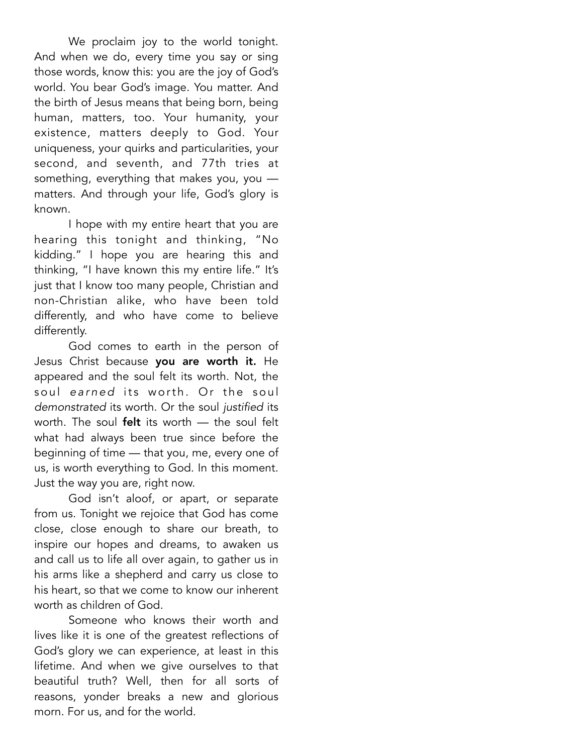We proclaim joy to the world tonight. And when we do, every time you say or sing those words, know this: you are the joy of God's world. You bear God's image. You matter. And the birth of Jesus means that being born, being human, matters, too. Your humanity, your existence, matters deeply to God. Your uniqueness, your quirks and particularities, your second, and seventh, and 77th tries at something, everything that makes you, you — matters. And through your life, God's glory is known.

I hope with my entire heart that you are hearing this tonight and thinking, "No kidding." I hope you are hearing this and thinking, "I have known this my entire life." It's just that I know too many people, Christian and non-Christian alike, who have been told differently, and who have come to believe differently.

God comes to earth in the person of Jesus Christ because **you are worth it.** He appeared and the soul felt its worth. Not, the soul *earned* its worth. Or the soul *demonstrated* its worth. Or the soul *justified* its worth. The soul **felt** its worth — the soul felt what had always been true since before the beginning of time — that you, me, every one of us, is worth everything to God. In this moment. Just the way you are, right now.

God isn't aloof, or apart, or separate from us. Tonight we rejoice that God has come close, close enough to share our breath, to inspire our hopes and dreams, to awaken us and call us to life all over again, to gather us in his arms like a shepherd and carry us close to his heart, so that we come to know our inherent worth as children of God.

Someone who knows their worth and lives like it is one of the greatest reflections of God's glory we can experience, at least in this lifetime. And when we give ourselves to that beautiful truth? Well, then for all sorts of reasons, yonder breaks a new and glorious morn. For us, and for the world.